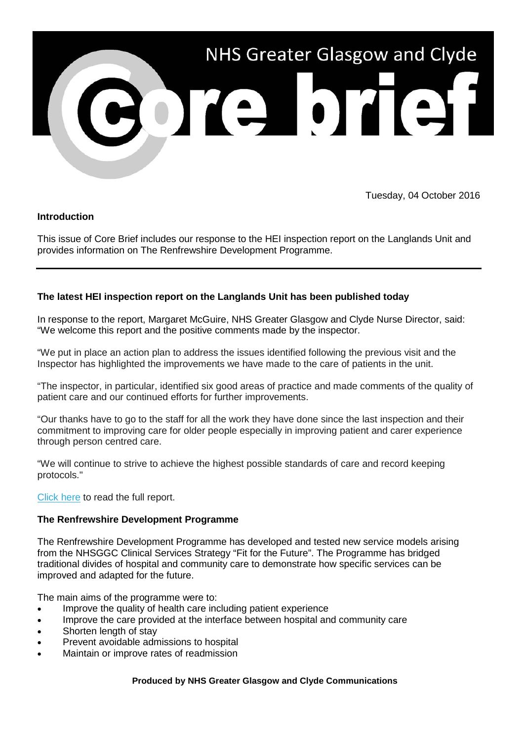# NHS Greater Glasgow and Clyde Core brief

Tuesday, 04 October 2016

**Introduction**

This issue of Core Brief includes our response to the HEI inspection report on the Langlands Unit and provides information on The Renfrewshire Development Programme.

---

**The latest HEI inspection report on the Langlands Unit has been published today**

In response to the report, Margaret McGuire, NHS Greater Glasgow and Clyde Nurse Director, said: "We welcome this report and the positive comments made by the inspector.

"We put in place an action plan to address the issues identified following the previous visit and the Inspector has highlighted the improvements we have made to the care of patients in the unit.

"The inspector, in particular, identified six good areas of practice and made comments of the quality of patient care and our continued efforts for further improvements.

"Our thanks have to go to the staff for all the work they have done since the last inspection and their commitment to improving care for older people especially in improving patient and carer experience through person centred care.

"We will continue to strive to achieve the highest possible standards of care and record keeping protocols."

Click here to read the full report.

**The Renfrewshire Development Programme**

The Renfrewshire Development Programme has developed and tested new service models arising from the NHSGGC Clinical Services Strategy "Fit for the Future". The Programme has bridged traditional divides of hospital and community care to demonstrate how specific services can be improved and adapted for the future.

The main aims of the programme were to:

- Improve the quality of health care including patient experience
- Improve the care provided at the interface between hospital and community care
- Shorten length of stay
- Prevent avoidable admissions to hospital
- Maintain or improve rates of readmission

**Produced by NHS Greater Glasgow and Clyde Communications**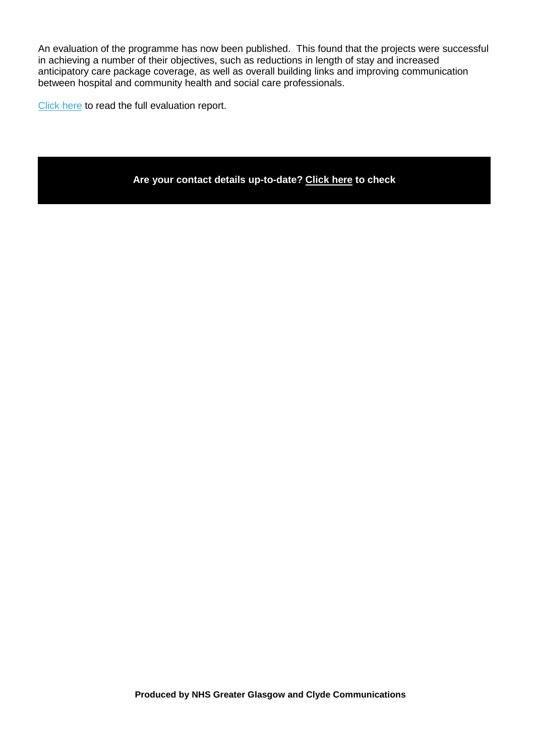An evaluation of the programme has now been published. This found that the projects were successful in achieving a number of their objectives, such as reductions in length of stay and increased anticipatory care package coverage, as well as overall building links and improving communication between hospital and community health and social care professionals.

Click here to read the full evaluation report.

**Are your contact details up-to-date? Click here to check**

**Produced by NHS Greater Glasgow and Clyde Communications**